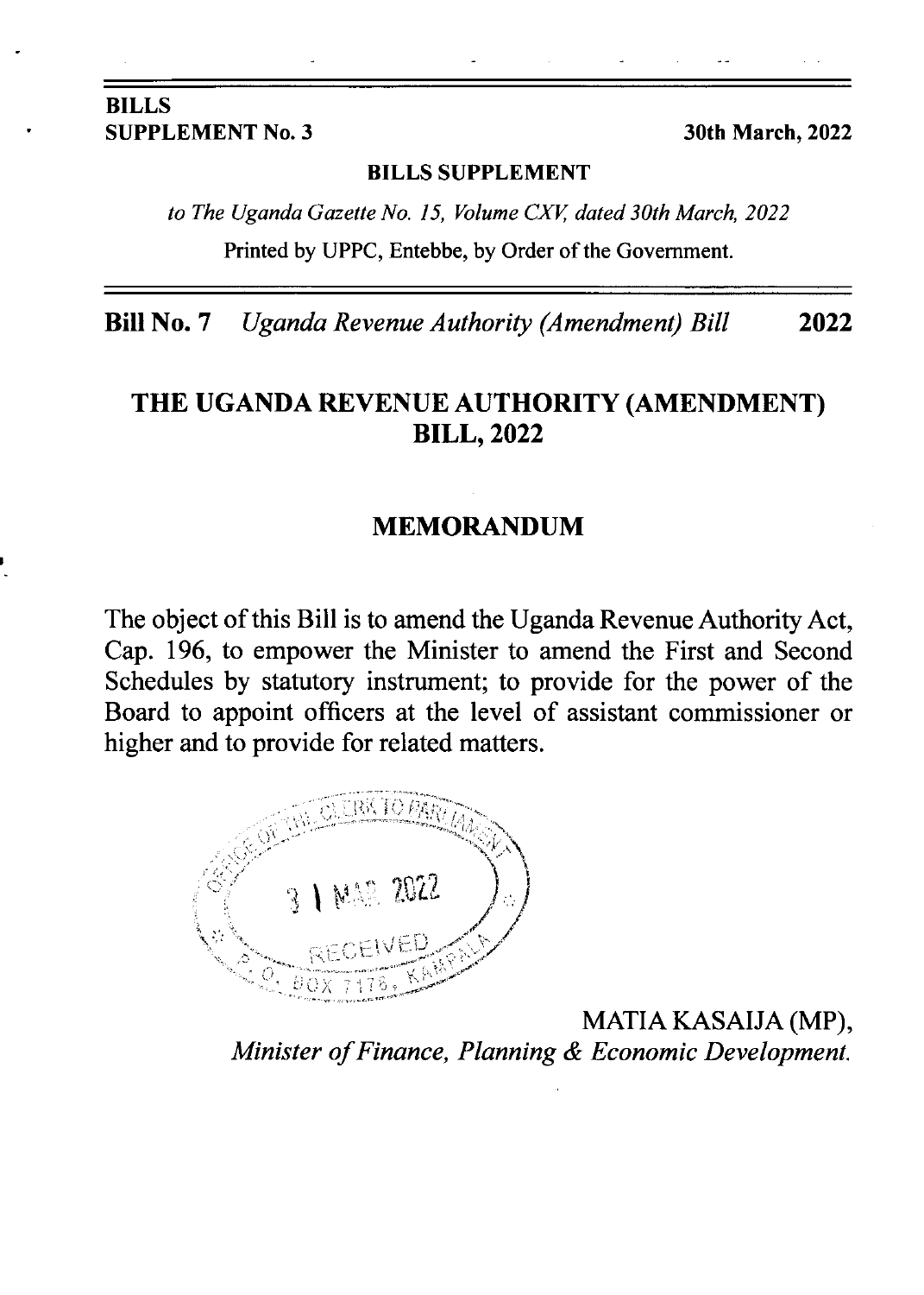**BILLS SUPPLEMENT No. 3** **30th March, 2022**

**BILLS SUPPLEMENT**

*to The Uganda Gazette No. 15, Volume CXV, dated 30th March, 2022*

Printed by UPPC, Entebbe, by Order of the Government.

**Bill No. 7** *Uganda Revenue Authority (Amendment) Bill* **2022**

# THE UGANDA REVENUE AUTHORITY (AMENDMENT) BILL, 2022

## MEMORANDUM

The object of this Bill is to amend the Uganda Revenue Authority Act, Cap. 196, to empower the Minister to amend the First and Second Schedules by statutory instrument; to provide for the power of the Board to appoint officers at the level of assistant commissioner or higher and to provide for related matters.

OFFICE OF THE CLERK TO PARLIAMENT
31 MAR 2022
RECEIVED
P. O. BOX 7178, KAMPALA

MATIA KASAIJA (MP),
*Minister of Finance, Planning & Economic Development.*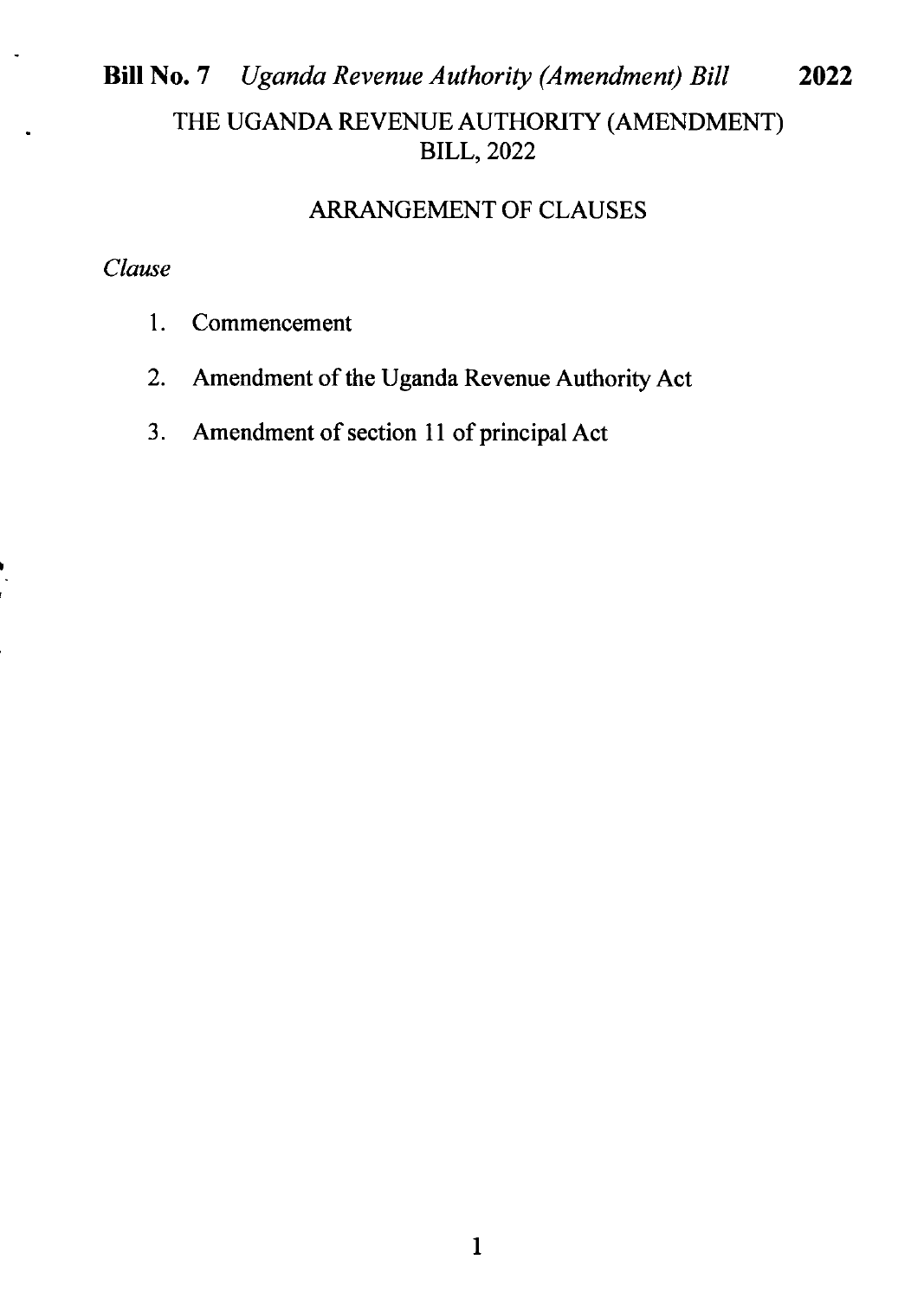# THE UGANDA REVENUE AUTHORITY (AMENDMENT) BILL, 2022

## ARRANGEMENT OF CLAUSES

*Clause*

1. Commencement
2. Amendment of the Uganda Revenue Authority Act
3. Amendment of section 11 of principal Act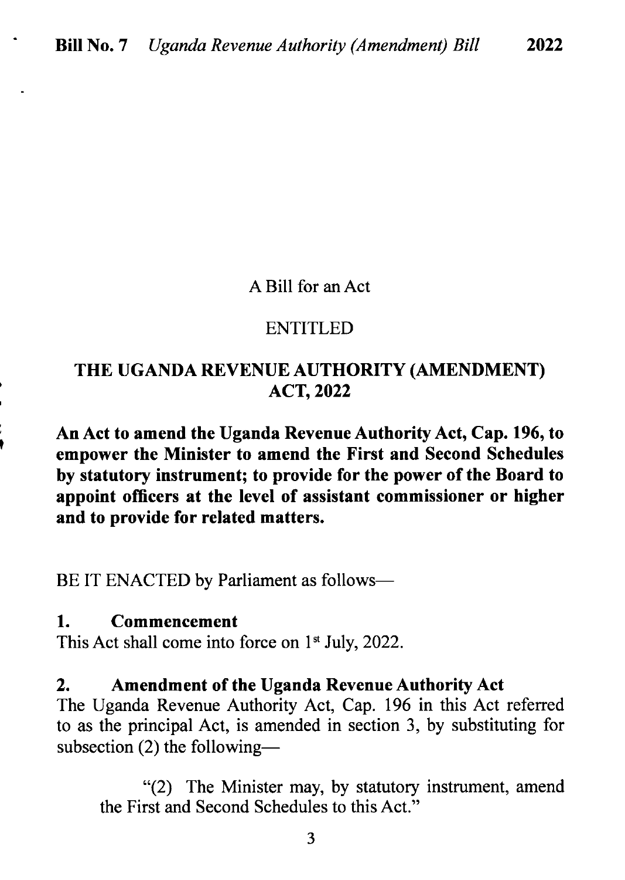A Bill for an Act

ENTITLED

# THE UGANDA REVENUE AUTHORITY (AMENDMENT) ACT, 2022

**An Act to amend the Uganda Revenue Authority Act, Cap. 196, to empower the Minister to amend the First and Second Schedules by statutory instrument; to provide for the power of the Board to appoint officers at the level of assistant commissioner or higher and to provide for related matters.**

BE IT ENACTED by Parliament as follows—

**1. Commencement**

This Act shall come into force on 1st July, 2022.

**2. Amendment of the Uganda Revenue Authority Act**

The Uganda Revenue Authority Act, Cap. 196 in this Act referred to as the principal Act, is amended in section 3, by substituting for subsection (2) the following—

> "(2) The Minister may, by statutory instrument, amend the First and Second Schedules to this Act."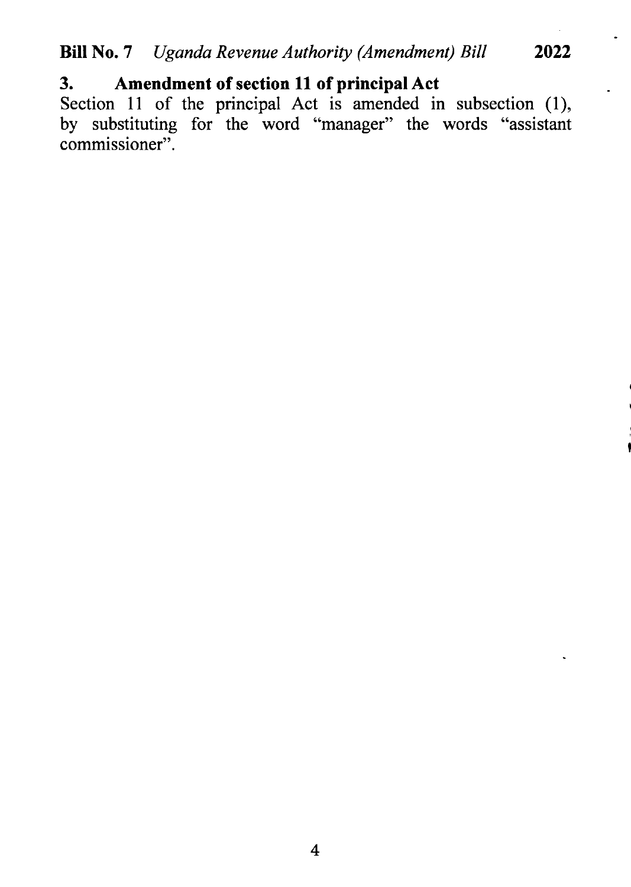### 3. Amendment of section 11 of principal Act

Section 11 of the principal Act is amended in subsection (1), by substituting for the word "manager" the words "assistant commissioner".